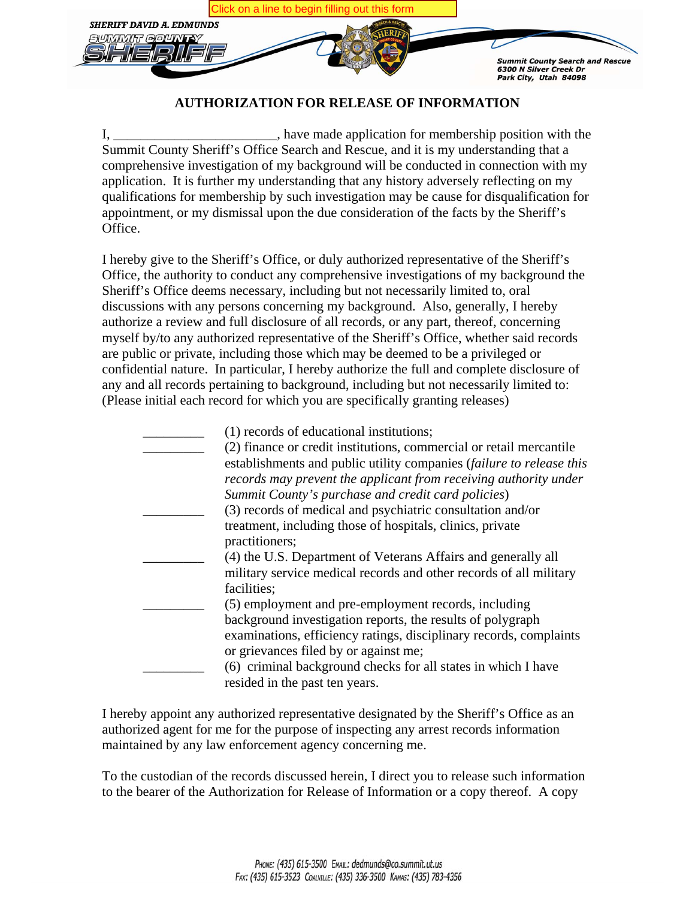Click on a line to begin filling out this form

SHERIFF DAVID A. EDMUNDS

SUMMIT COUNTY SHERIFF

Summit County Search and Rescue
6300 N Silver Creek Dr
Park City, Utah 84098

## AUTHORIZATION FOR RELEASE OF INFORMATION

I, ________________________, have made application for membership position with the Summit County Sheriff's Office Search and Rescue, and it is my understanding that a comprehensive investigation of my background will be conducted in connection with my application. It is further my understanding that any history adversely reflecting on my qualifications for membership by such investigation may be cause for disqualification for appointment, or my dismissal upon the due consideration of the facts by the Sheriff's Office.

I hereby give to the Sheriff's Office, or duly authorized representative of the Sheriff's Office, the authority to conduct any comprehensive investigations of my background the Sheriff's Office deems necessary, including but not necessarily limited to, oral discussions with any persons concerning my background. Also, generally, I hereby authorize a review and full disclosure of all records, or any part, thereof, concerning myself by/to any authorized representative of the Sheriff's Office, whether said records are public or private, including those which may be deemed to be a privileged or confidential nature. In particular, I hereby authorize the full and complete disclosure of any and all records pertaining to background, including but not necessarily limited to: (Please initial each record for which you are specifically granting releases)

_________ (1) records of educational institutions;

_________ (2) finance or credit institutions, commercial or retail mercantile establishments and public utility companies (*failure to release this records may prevent the applicant from receiving authority under Summit County's purchase and credit card policies*)

_________ (3) records of medical and psychiatric consultation and/or treatment, including those of hospitals, clinics, private practitioners;

_________ (4) the U.S. Department of Veterans Affairs and generally all military service medical records and other records of all military facilities;

_________ (5) employment and pre-employment records, including background investigation reports, the results of polygraph examinations, efficiency ratings, disciplinary records, complaints or grievances filed by or against me;

_________ (6) criminal background checks for all states in which I have resided in the past ten years.

I hereby appoint any authorized representative designated by the Sheriff's Office as an authorized agent for me for the purpose of inspecting any arrest records information maintained by any law enforcement agency concerning me.

To the custodian of the records discussed herein, I direct you to release such information to the bearer of the Authorization for Release of Information or a copy thereof. A copy

Phone: (435) 615-3500 Email: dedmunds@co.summit.ut.us
Fax: (435) 615-3523 Coalville: (435) 336-3500 Kamas: (435) 783-4356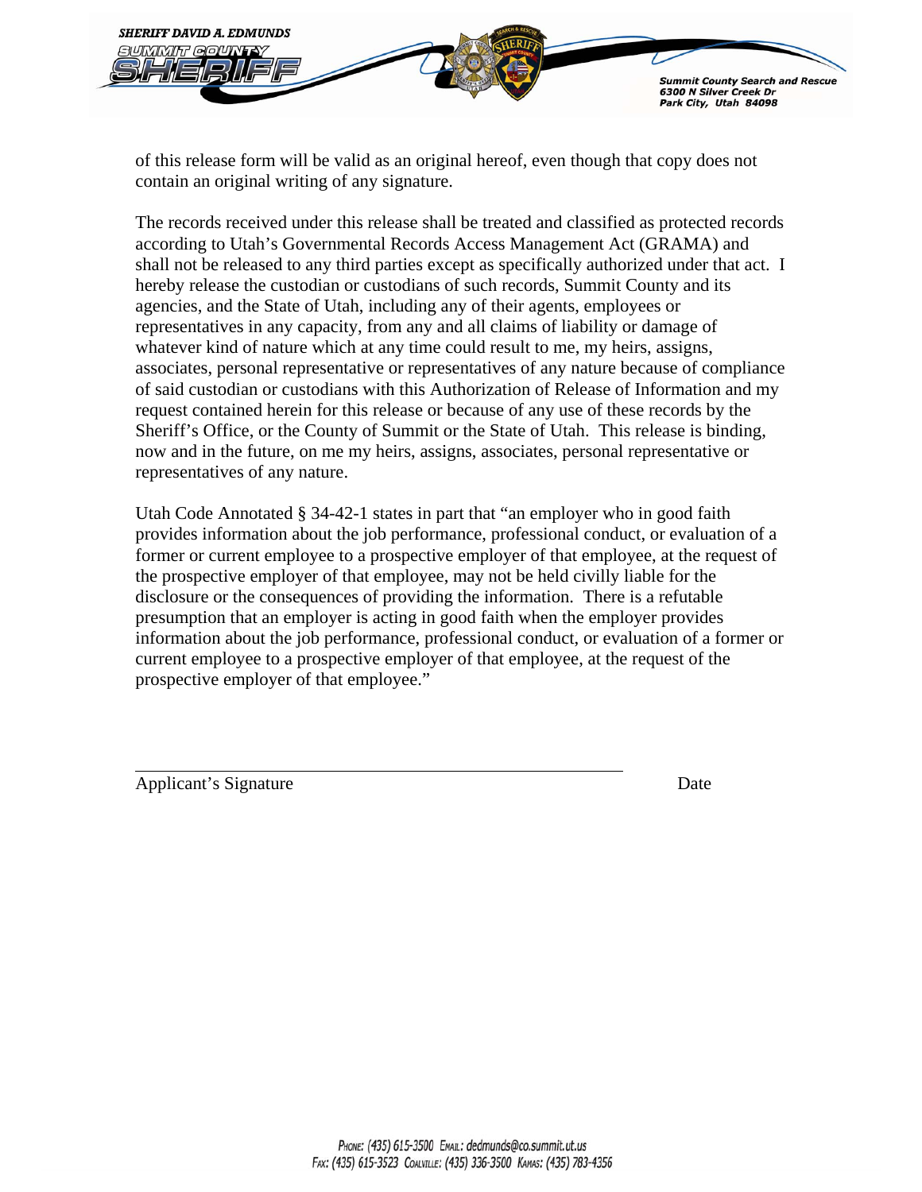of this release form will be valid as an original hereof, even though that copy does not contain an original writing of any signature.

The records received under this release shall be treated and classified as protected records according to Utah's Governmental Records Access Management Act (GRAMA) and shall not be released to any third parties except as specifically authorized under that act. I hereby release the custodian or custodians of such records, Summit County and its agencies, and the State of Utah, including any of their agents, employees or representatives in any capacity, from any and all claims of liability or damage of whatever kind of nature which at any time could result to me, my heirs, assigns, associates, personal representative or representatives of any nature because of compliance of said custodian or custodians with this Authorization of Release of Information and my request contained herein for this release or because of any use of these records by the Sheriff's Office, or the County of Summit or the State of Utah. This release is binding, now and in the future, on me my heirs, assigns, associates, personal representative or representatives of any nature.

Utah Code Annotated § 34-42-1 states in part that "an employer who in good faith provides information about the job performance, professional conduct, or evaluation of a former or current employee to a prospective employer of that employee, at the request of the prospective employer of that employee, may not be held civilly liable for the disclosure or the consequences of providing the information. There is a refutable presumption that an employer is acting in good faith when the employer provides information about the job performance, professional conduct, or evaluation of a former or current employee to a prospective employer of that employee, at the request of the prospective employer of that employee."

\_\_\_\_\_\_\_\_\_\_\_\_\_\_\_\_\_\_\_\_\_\_\_\_\_\_\_\_\_\_\_\_\_\_\_\_\_\_\_\_\_\_\_\_

Applicant's Signature　　　　　　　　　　　　　　Date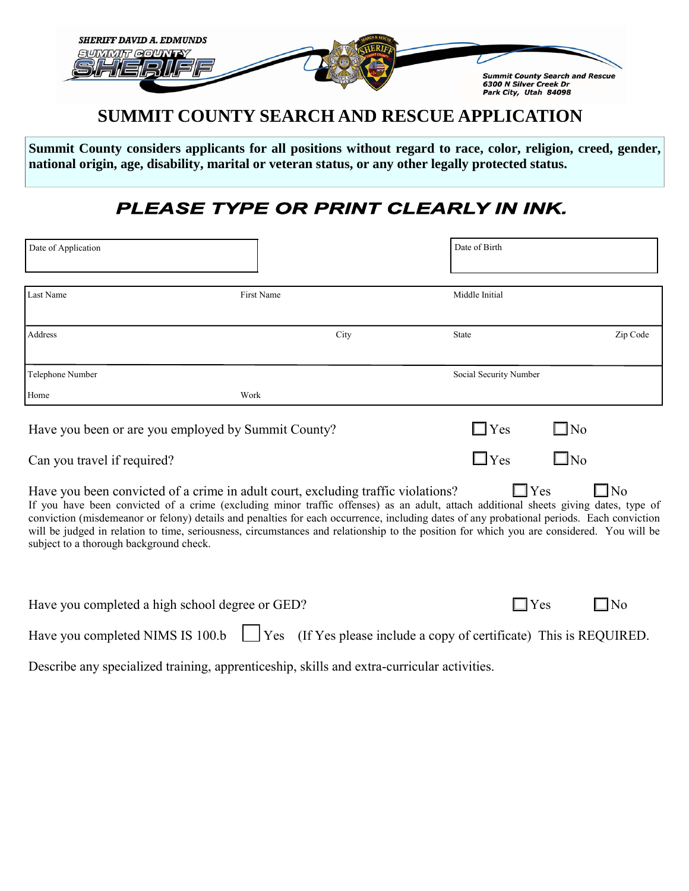SHERIFF DAVID A. EDMUNDS
SUMMIT COUNTY
SHERIFF

Summit County Search and Rescue
6300 N Silver Creek Dr
Park City, Utah 84098

# SUMMIT COUNTY SEARCH AND RESCUE APPLICATION

**Summit County considers applicants for all positions without regard to race, color, religion, creed, gender, national origin, age, disability, marital or veteran status, or any other legally protected status.**

## *PLEASE TYPE OR PRINT CLEARLY IN INK.*

| Date of Application | Date of Birth |
|---|---|
| | |

| Last Name | First Name | Middle Initial | |
|---|---|---|---|
| | | | |
| Address | City | State | Zip Code |
| | | | |
| Telephone Number | | Social Security Number | |
| Home | Work | | |

Have you been or are you employed by Summit County? ☐ Yes ☐ No

Can you travel if required? ☐ Yes ☐ No

Have you been convicted of a crime in adult court, excluding traffic violations? ☐ Yes ☐ No

If you have been convicted of a crime (excluding minor traffic offenses) as an adult, attach additional sheets giving dates, type of conviction (misdemeanor or felony) details and penalties for each occurrence, including dates of any probational periods. Each conviction will be judged in relation to time, seriousness, circumstances and relationship to the position for which you are considered. You will be subject to a thorough background check.

Have you completed a high school degree or GED? ☐ Yes ☐ No

Have you completed NIMS IS 100.b ☐ Yes (If Yes please include a copy of certificate) This is REQUIRED.

Describe any specialized training, apprenticeship, skills and extra-curricular activities.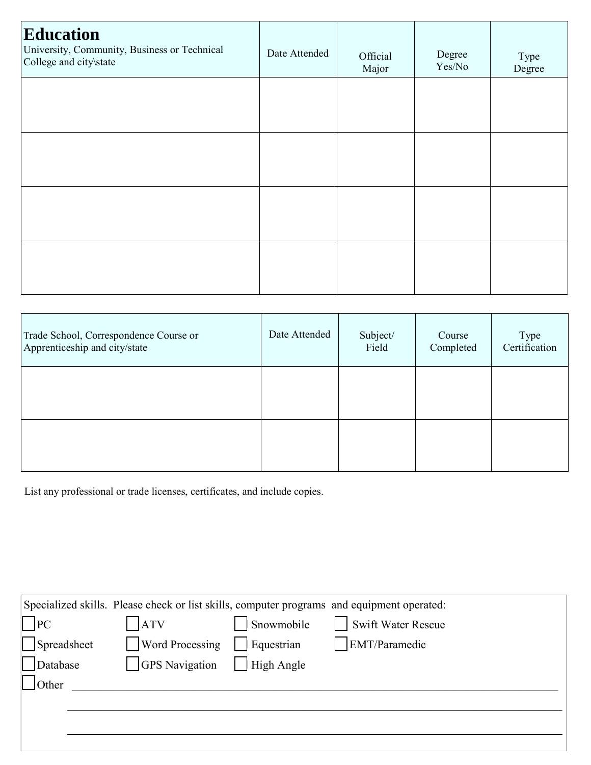| **Education**<br>University, Community, Business or Technical College and city\state | Date Attended | Official Major | Degree Yes/No | Type Degree |
|---|---|---|---|---|
| | | | | |
| | | | | |
| | | | | |
| | | | | |

| Trade School, Correspondence Course or Apprenticeship and city/state | Date Attended | Subject/ Field | Course Completed | Type Certification |
|---|---|---|---|---|
| | | | | |
| | | | | |

List any professional or trade licenses, certificates, and include copies.

Specialized skills. Please check or list skills, computer programs and equipment operated:

- ☐ PC
- ☐ ATV
- ☐ Snowmobile
- ☐ Swift Water Rescue
- ☐ Spreadsheet
- ☐ Word Processing
- ☐ Equestrian
- ☐ EMT/Paramedic
- ☐ Database
- ☐ GPS Navigation
- ☐ High Angle
- ☐ Other ______________________________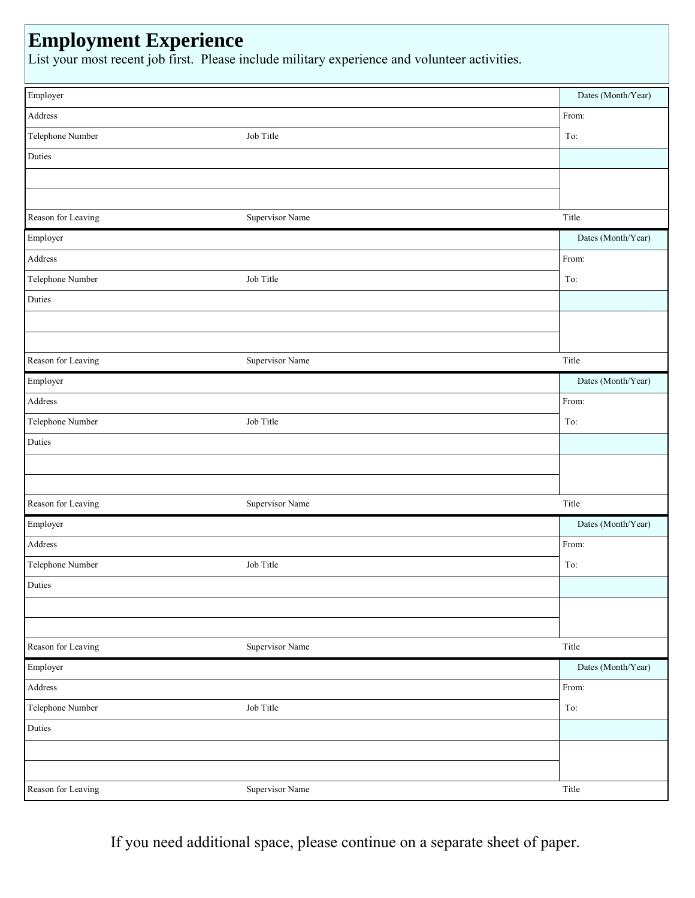# Employment Experience

List your most recent job first. Please include military experience and volunteer activities.

| Employer | | Dates (Month/Year) |
|---|---|---|
| Address | | From: |
| Telephone Number | Job Title | To: |
| Duties | | |
| | | |
| | | |
| Reason for Leaving | Supervisor Name | Title |

| Employer | | Dates (Month/Year) |
|---|---|---|
| Address | | From: |
| Telephone Number | Job Title | To: |
| Duties | | |
| | | |
| | | |
| Reason for Leaving | Supervisor Name | Title |

| Employer | | Dates (Month/Year) |
|---|---|---|
| Address | | From: |
| Telephone Number | Job Title | To: |
| Duties | | |
| | | |
| | | |
| Reason for Leaving | Supervisor Name | Title |

| Employer | | Dates (Month/Year) |
|---|---|---|
| Address | | From: |
| Telephone Number | Job Title | To: |
| Duties | | |
| | | |
| | | |
| Reason for Leaving | Supervisor Name | Title |

| Employer | | Dates (Month/Year) |
|---|---|---|
| Address | | From: |
| Telephone Number | Job Title | To: |
| Duties | | |
| | | |
| | | |
| Reason for Leaving | Supervisor Name | Title |

If you need additional space, please continue on a separate sheet of paper.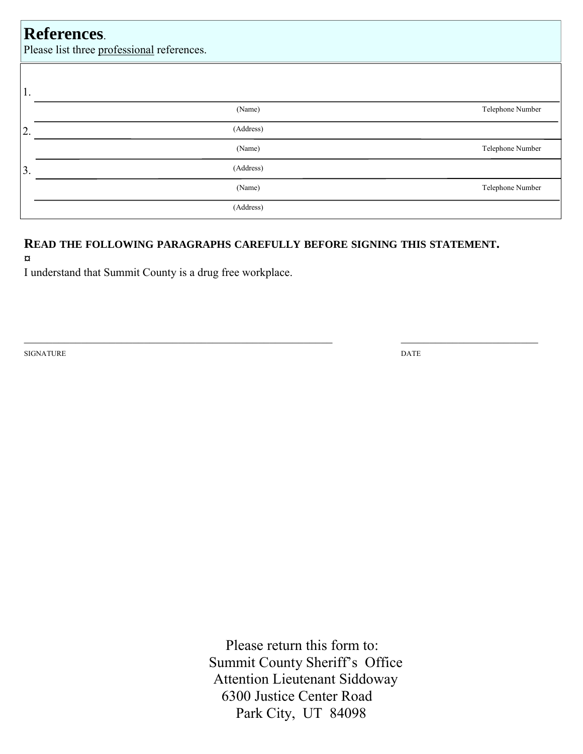## **References**.

Please list three <u>professional</u> references.

1. ______________________________________________

(Name) Telephone Number

______________________________________________

(Address)

2. ______________________________________________

(Name) Telephone Number

______________________________________________

(Address)

3. ______________________________________________

(Name) Telephone Number

______________________________________________

(Address)

**READ THE FOLLOWING PARAGRAPHS CAREFULLY BEFORE SIGNING THIS STATEMENT.**

¤

I understand that Summit County is a drug free workplace.

______________________________________________ ______________________

SIGNATURE DATE

Please return this form to:
Summit County Sheriff's Office
Attention Lieutenant Siddoway
6300 Justice Center Road
Park City, UT 84098